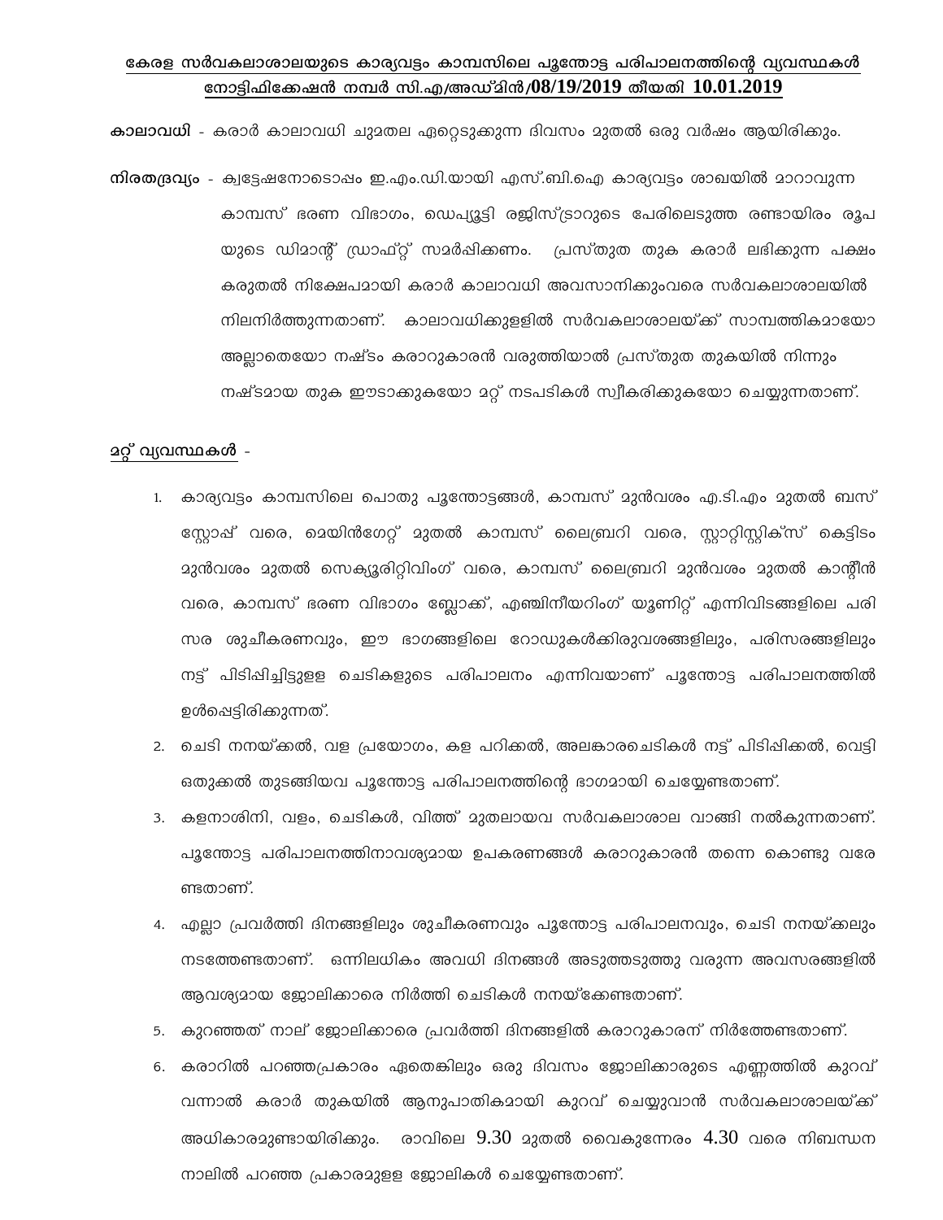**കേരള സർവകലാശാലയുടെ കാര്യവട്ടം കാമ്പസിലെ പൂന്തോട്ട പരിപാലനത്തിന്റെ വ്യവസ്ഥകൾ**
**നോട്ടിഫിക്കേഷൻ നമ്പർ സി.എ/അഡ്മിൻ/08/19/2019 തീയതി 10.01.2019**

**കാലാവധി** - കരാർ കാലാവധി ചുമതല ഏറ്റെടുക്കുന്ന ദിവസം മുതൽ ഒരു വർഷം ആയിരിക്കും.

**നിരതദ്രവ്യം** - ക്വട്ടേഷനോടൊപ്പം ഇ.എം.ഡി.യായി എസ്.ബി.ഐ കാര്യവട്ടം ശാഖയിൽ മാറാവുന്ന കാമ്പസ് ഭരണ വിഭാഗം, ഡെപ്യൂട്ടി രജിസ്ട്രാറുടെ പേരിലെടുത്ത രണ്ടായിരം രൂപയുടെ ഡിമാന്റ് ഡ്രാഫ്റ്റ് സമർപ്പിക്കണം. പ്രസ്തുത തുക കരാർ ലഭിക്കുന്ന പക്ഷം കരുതൽ നിക്ഷേപമായി കരാർ കാലാവധി അവസാനിക്കുംവരെ സർവകലാശാലയിൽ നിലനിർത്തുന്നതാണ്. കാലാവധിക്കുള്ളിൽ സർവകലാശാലയ്ക്ക് സാമ്പത്തികമായോ അല്ലാതെയോ നഷ്ടം കരാറുകാരൻ വരുത്തിയാൽ പ്രസ്തുത തുകയിൽ നിന്നും നഷ്ടമായ തുക ഈടാക്കുകയോ മറ്റ് നടപടികൾ സ്വീകരിക്കുകയോ ചെയ്യുന്നതാണ്.

**മറ്റ് വ്യവസ്ഥകൾ** -

1. കാര്യവട്ടം കാമ്പസിലെ പൊതു പൂന്തോട്ടങ്ങൾ, കാമ്പസ് മുൻവശം എ.ടി.എം മുതൽ ബസ് സ്റ്റോപ്പ് വരെ, മെയിൻഗേറ്റ് മുതൽ കാമ്പസ് ലൈബ്രറി വരെ, സ്റ്റാറ്റിസ്റ്റിക്സ് കെട്ടിടം മുൻവശം മുതൽ സെക്യൂരിറ്റിവിംഗ് വരെ, കാമ്പസ് ലൈബ്രറി മുൻവശം മുതൽ കാന്റീൻ വരെ, കാമ്പസ് ഭരണ വിഭാഗം ബ്ലോക്ക്, എഞ്ചിനീയറിംഗ് യൂണിറ്റ് എന്നിവിടങ്ങളിലെ പരിസര ശുചീകരണവും, ഈ ഭാഗങ്ങളിലെ റോഡുകൾക്കിരുവശങ്ങളിലും, പരിസരങ്ങളിലും നട്ട് പിടിപ്പിച്ചിട്ടുള്ള ചെടികളുടെ പരിപാലനം എന്നിവയാണ് പൂന്തോട്ട പരിപാലനത്തിൽ ഉൾപ്പെട്ടിരിക്കുന്നത്.
2. ചെടി നനയ്ക്കൽ, വള പ്രയോഗം, കള പറിക്കൽ, അലങ്കാരചെടികൾ നട്ട് പിടിപ്പിക്കൽ, വെട്ടി ഒതുക്കൽ തുടങ്ങിയവ പൂന്തോട്ട പരിപാലനത്തിന്റെ ഭാഗമായി ചെയ്യേണ്ടതാണ്.
3. കളനാശിനി, വളം, ചെടികൾ, വിത്ത് മുതലായവ സർവകലാശാല വാങ്ങി നൽകുന്നതാണ്. പൂന്തോട്ട പരിപാലനത്തിനാവശ്യമായ ഉപകരണങ്ങൾ കരാറുകാരൻ തന്നെ കൊണ്ടു വരേണ്ടതാണ്.
4. എല്ലാ പ്രവർത്തി ദിനങ്ങളിലും ശുചീകരണവും പൂന്തോട്ട പരിപാലനവും, ചെടി നനയ്ക്കലും നടത്തേണ്ടതാണ്. ഒന്നിലധികം അവധി ദിനങ്ങൾ അടുത്തടുത്തു വരുന്ന അവസരങ്ങളിൽ ആവശ്യമായ ജോലിക്കാരെ നിർത്തി ചെടികൾ നനയ്ക്കേണ്ടതാണ്.
5. കുറഞ്ഞത് നാല് ജോലിക്കാരെ പ്രവർത്തി ദിനങ്ങളിൽ കരാറുകാരന് നിർത്തേണ്ടതാണ്.
6. കരാറിൽ പറഞ്ഞപ്രകാരം ഏതെങ്കിലും ഒരു ദിവസം ജോലിക്കാരുടെ എണ്ണത്തിൽ കുറവ് വന്നാൽ കരാർ തുകയിൽ ആനുപാതികമായി കുറവ് ചെയ്യുവാൻ സർവകലാശാലയ്ക്ക് അധികാരമുണ്ടായിരിക്കും. രാവിലെ 9.30 മുതൽ വൈകുന്നേരം 4.30 വരെ നിബന്ധന നാലിൽ പറഞ്ഞ പ്രകാരമുള്ള ജോലികൾ ചെയ്യേണ്ടതാണ്.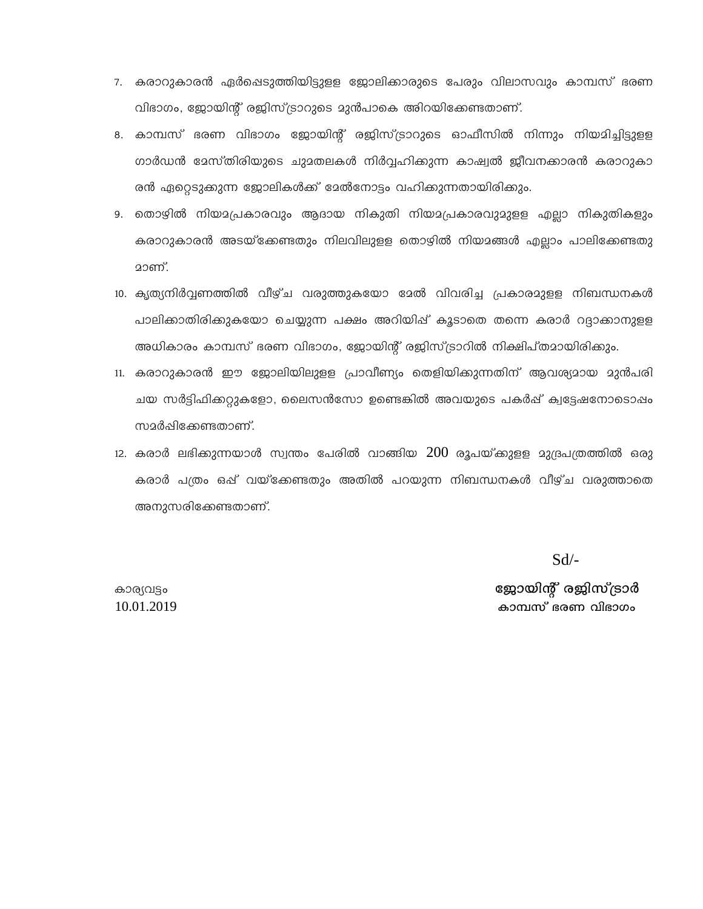7. കരാറുകാരൻ ഏർപ്പെടുത്തിയിട്ടുള്ള ജോലിക്കാരുടെ പേരും വിലാസവും കാമ്പസ് ഭരണ വിഭാഗം, ജോയിന്റ് രജിസ്ട്രാറുടെ മുൻപാകെ അറിയിക്കേണ്ടതാണ്.
8. കാമ്പസ് ഭരണ വിഭാഗം ജോയിന്റ് രജിസ്ട്രാറുടെ ഓഫീസിൽ നിന്നും നിയമിച്ചിട്ടുള്ള ഗാർഡൻ മേസ്തിരിയുടെ ചുമതലകൾ നിർവ്വഹിക്കുന്ന കാഷ്വൽ ജീവനക്കാരൻ കരാറുകാരൻ ഏറ്റെടുക്കുന്ന ജോലികൾക്ക് മേൽനോട്ടം വഹിക്കുന്നതായിരിക്കും.
9. തൊഴിൽ നിയമപ്രകാരവും ആദായ നികുതി നിയമപ്രകാരവുമുള്ള എല്ലാ നികുതികളും കരാറുകാരൻ അടയ്ക്കേണ്ടതും നിലവിലുള്ള തൊഴിൽ നിയമങ്ങൾ എല്ലാം പാലിക്കേണ്ടതുമാണ്.
10. കൃത്യനിർവ്വണത്തിൽ വീഴ്ച വരുത്തുകയോ മേൽ വിവരിച്ച പ്രകാരമുള്ള നിബന്ധനകൾ പാലിക്കാതിരിക്കുകയോ ചെയ്യുന്ന പക്ഷം അറിയിപ്പ് കൂടാതെ തന്നെ കരാർ റദ്ദാക്കാനുള്ള അധികാരം കാമ്പസ് ഭരണ വിഭാഗം, ജോയിന്റ് രജിസ്ട്രാറിൽ നിക്ഷിപ്തമായിരിക്കും.
11. കരാറുകാരൻ ഈ ജോലിയിലുള്ള പ്രാവീണ്യം തെളിയിക്കുന്നതിന് ആവശ്യമായ മുൻപരിചയ സർട്ടിഫിക്കറ്റുകളോ, ലൈസൻസോ ഉണ്ടെങ്കിൽ അവയുടെ പകർപ്പ് ക്വട്ടേഷനോടൊപ്പം സമർപ്പിക്കേണ്ടതാണ്.
12. കരാർ ലഭിക്കുന്നയാൾ സ്വന്തം പേരിൽ വാങ്ങിയ 200 രൂപയ്ക്കുള്ള മുദ്രപത്രത്തിൽ ഒരു കരാർ പത്രം ഒപ്പ് വയ്ക്കേണ്ടതും അതിൽ പറയുന്ന നിബന്ധനകൾ വീഴ്ച വരുത്താതെ അനുസരിക്കേണ്ടതാണ്.

Sd/-

**ജോയിന്റ് രജിസ്ട്രാർ**
**കാമ്പസ് ഭരണ വിഭാഗം**

കാര്യവട്ടം
10.01.2019